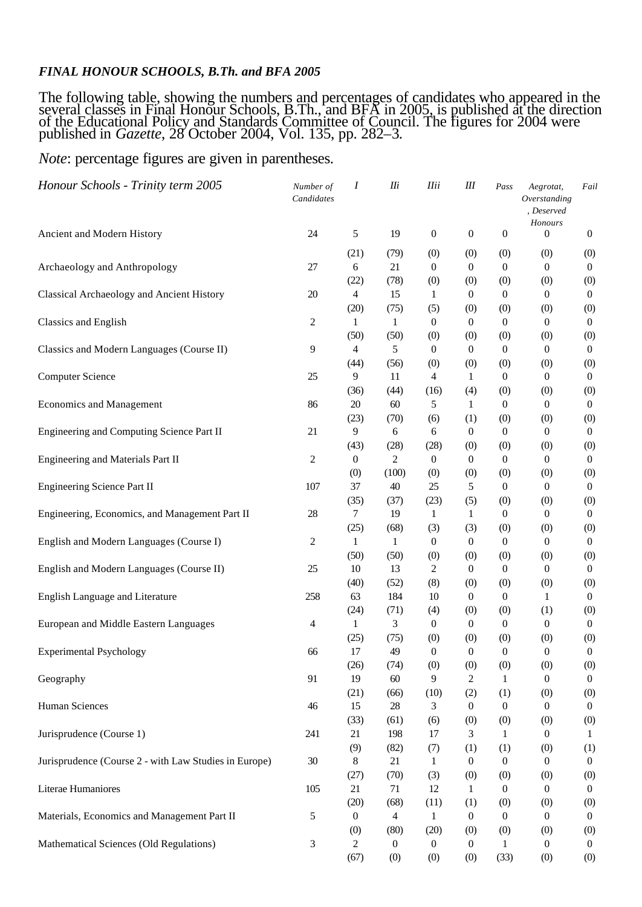*FINAL HONOUR SCHOOLS, B.Th. and BFA 2005*

The following table, showing the numbers and percentages of candidates who appeared in the several classes in Final Honour Schools, B.Th., and BFA in 2005, is published at the direction of the Educational Policy and Standards Committee of Council. The figures for 2004 were published in *Gazette*, 28 October 2004, Vol. 135, pp. 282–3.

*Note*: percentage figures are given in parentheses.

| *Honour Schools - Trinity term 2005* | *Number of Candidates* | *I* | *IIi* | *IIii* | *III* | *Pass* | *Aegrotat, Overstanding, Deserved Honours* | *Fail* |
|---|---|---|---|---|---|---|---|---|
| Ancient and Modern History | 24 | 5 | 19 | 0 | 0 | 0 | 0 | 0 |
| | | (21) | (79) | (0) | (0) | (0) | (0) | (0) |
| Archaeology and Anthropology | 27 | 6 | 21 | 0 | 0 | 0 | 0 | 0 |
| | | (22) | (78) | (0) | (0) | (0) | (0) | (0) |
| Classical Archaeology and Ancient History | 20 | 4 | 15 | 1 | 0 | 0 | 0 | 0 |
| | | (20) | (75) | (5) | (0) | (0) | (0) | (0) |
| Classics and English | 2 | 1 | 1 | 0 | 0 | 0 | 0 | 0 |
| | | (50) | (50) | (0) | (0) | (0) | (0) | (0) |
| Classics and Modern Languages (Course II) | 9 | 4 | 5 | 0 | 0 | 0 | 0 | 0 |
| | | (44) | (56) | (0) | (0) | (0) | (0) | (0) |
| Computer Science | 25 | 9 | 11 | 4 | 1 | 0 | 0 | 0 |
| | | (36) | (44) | (16) | (4) | (0) | (0) | (0) |
| Economics and Management | 86 | 20 | 60 | 5 | 1 | 0 | 0 | 0 |
| | | (23) | (70) | (6) | (1) | (0) | (0) | (0) |
| Engineering and Computing Science Part II | 21 | 9 | 6 | 6 | 0 | 0 | 0 | 0 |
| | | (43) | (28) | (28) | (0) | (0) | (0) | (0) |
| Engineering and Materials Part II | 2 | 0 | 2 | 0 | 0 | 0 | 0 | 0 |
| | | (0) | (100) | (0) | (0) | (0) | (0) | (0) |
| Engineering Science Part II | 107 | 37 | 40 | 25 | 5 | 0 | 0 | 0 |
| | | (35) | (37) | (23) | (5) | (0) | (0) | (0) |
| Engineering, Economics, and Management Part II | 28 | 7 | 19 | 1 | 1 | 0 | 0 | 0 |
| | | (25) | (68) | (3) | (3) | (0) | (0) | (0) |
| English and Modern Languages (Course I) | 2 | 1 | 1 | 0 | 0 | 0 | 0 | 0 |
| | | (50) | (50) | (0) | (0) | (0) | (0) | (0) |
| English and Modern Languages (Course II) | 25 | 10 | 13 | 2 | 0 | 0 | 0 | 0 |
| | | (40) | (52) | (8) | (0) | (0) | (0) | (0) |
| English Language and Literature | 258 | 63 | 184 | 10 | 0 | 0 | 1 | 0 |
| | | (24) | (71) | (4) | (0) | (0) | (1) | (0) |
| European and Middle Eastern Languages | 4 | 1 | 3 | 0 | 0 | 0 | 0 | 0 |
| | | (25) | (75) | (0) | (0) | (0) | (0) | (0) |
| Experimental Psychology | 66 | 17 | 49 | 0 | 0 | 0 | 0 | 0 |
| | | (26) | (74) | (0) | (0) | (0) | (0) | (0) |
| Geography | 91 | 19 | 60 | 9 | 2 | 1 | 0 | 0 |
| | | (21) | (66) | (10) | (2) | (1) | (0) | (0) |
| Human Sciences | 46 | 15 | 28 | 3 | 0 | 0 | 0 | 0 |
| | | (33) | (61) | (6) | (0) | (0) | (0) | (0) |
| Jurisprudence (Course 1) | 241 | 21 | 198 | 17 | 3 | 1 | 0 | 1 |
| | | (9) | (82) | (7) | (1) | (1) | (0) | (1) |
| Jurisprudence (Course 2 - with Law Studies in Europe) | 30 | 8 | 21 | 1 | 0 | 0 | 0 | 0 |
| | | (27) | (70) | (3) | (0) | (0) | (0) | (0) |
| Literae Humaniores | 105 | 21 | 71 | 12 | 1 | 0 | 0 | 0 |
| | | (20) | (68) | (11) | (1) | (0) | (0) | (0) |
| Materials, Economics and Management Part II | 5 | 0 | 4 | 1 | 0 | 0 | 0 | 0 |
| | | (0) | (80) | (20) | (0) | (0) | (0) | (0) |
| Mathematical Sciences (Old Regulations) | 3 | 2 | 0 | 0 | 0 | 1 | 0 | 0 |
| | | (67) | (0) | (0) | (0) | (33) | (0) | (0) |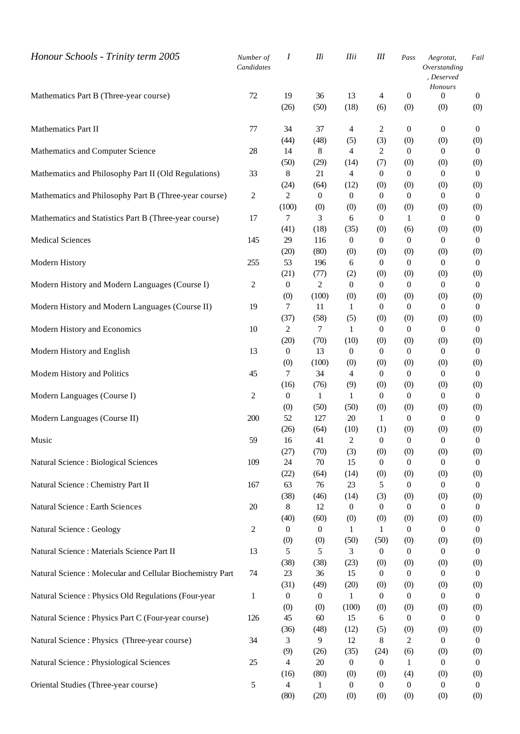| *Honour Schools - Trinity term 2005* | *Number of Candidates* | *I* | *IIi* | *IIii* | *III* | *Pass* | *Aegrotat, Overstanding, Deserved Honours* | *Fail* |
|---|---|---|---|---|---|---|---|---|
| Mathematics Part B (Three-year course) | 72 | 19 | 36 | 13 | 4 | 0 | 0 | 0 |
| | | (26) | (50) | (18) | (6) | (0) | (0) | (0) |
| Mathematics Part II | 77 | 34 | 37 | 4 | 2 | 0 | 0 | 0 |
| | | (44) | (48) | (5) | (3) | (0) | (0) | (0) |
| Mathematics and Computer Science | 28 | 14 | 8 | 4 | 2 | 0 | 0 | 0 |
| | | (50) | (29) | (14) | (7) | (0) | (0) | (0) |
| Mathematics and Philosophy Part II (Old Regulations) | 33 | 8 | 21 | 4 | 0 | 0 | 0 | 0 |
| | | (24) | (64) | (12) | (0) | (0) | (0) | (0) |
| Mathematics and Philosophy Part B (Three-year course) | 2 | 2 | 0 | 0 | 0 | 0 | 0 | 0 |
| | | (100) | (0) | (0) | (0) | (0) | (0) | (0) |
| Mathematics and Statistics Part B (Three-year course) | 17 | 7 | 3 | 6 | 0 | 1 | 0 | 0 |
| | | (41) | (18) | (35) | (0) | (6) | (0) | (0) |
| Medical Sciences | 145 | 29 | 116 | 0 | 0 | 0 | 0 | 0 |
| | | (20) | (80) | (0) | (0) | (0) | (0) | (0) |
| Modern History | 255 | 53 | 196 | 6 | 0 | 0 | 0 | 0 |
| | | (21) | (77) | (2) | (0) | (0) | (0) | (0) |
| Modern History and Modern Languages (Course I) | 2 | 0 | 2 | 0 | 0 | 0 | 0 | 0 |
| | | (0) | (100) | (0) | (0) | (0) | (0) | (0) |
| Modern History and Modern Languages (Course II) | 19 | 7 | 11 | 1 | 0 | 0 | 0 | 0 |
| | | (37) | (58) | (5) | (0) | (0) | (0) | (0) |
| Modern History and Economics | 10 | 2 | 7 | 1 | 0 | 0 | 0 | 0 |
| | | (20) | (70) | (10) | (0) | (0) | (0) | (0) |
| Modern History and English | 13 | 0 | 13 | 0 | 0 | 0 | 0 | 0 |
| | | (0) | (100) | (0) | (0) | (0) | (0) | (0) |
| Modern History and Politics | 45 | 7 | 34 | 4 | 0 | 0 | 0 | 0 |
| | | (16) | (76) | (9) | (0) | (0) | (0) | (0) |
| Modern Languages (Course I) | 2 | 0 | 1 | 1 | 0 | 0 | 0 | 0 |
| | | (0) | (50) | (50) | (0) | (0) | (0) | (0) |
| Modern Languages (Course II) | 200 | 52 | 127 | 20 | 1 | 0 | 0 | 0 |
| | | (26) | (64) | (10) | (1) | (0) | (0) | (0) |
| Music | 59 | 16 | 41 | 2 | 0 | 0 | 0 | 0 |
| | | (27) | (70) | (3) | (0) | (0) | (0) | (0) |
| Natural Science : Biological Sciences | 109 | 24 | 70 | 15 | 0 | 0 | 0 | 0 |
| | | (22) | (64) | (14) | (0) | (0) | (0) | (0) |
| Natural Science : Chemistry Part II | 167 | 63 | 76 | 23 | 5 | 0 | 0 | 0 |
| | | (38) | (46) | (14) | (3) | (0) | (0) | (0) |
| Natural Science : Earth Sciences | 20 | 8 | 12 | 0 | 0 | 0 | 0 | 0 |
| | | (40) | (60) | (0) | (0) | (0) | (0) | (0) |
| Natural Science : Geology | 2 | 0 | 0 | 1 | 1 | 0 | 0 | 0 |
| | | (0) | (0) | (50) | (50) | (0) | (0) | (0) |
| Natural Science : Materials Science Part II | 13 | 5 | 5 | 3 | 0 | 0 | 0 | 0 |
| | | (38) | (38) | (23) | (0) | (0) | (0) | (0) |
| Natural Science : Molecular and Cellular Biochemistry Part | 74 | 23 | 36 | 15 | 0 | 0 | 0 | 0 |
| | | (31) | (49) | (20) | (0) | (0) | (0) | (0) |
| Natural Science : Physics Old Regulations (Four-year | 1 | 0 | 0 | 1 | 0 | 0 | 0 | 0 |
| | | (0) | (0) | (100) | (0) | (0) | (0) | (0) |
| Natural Science : Physics Part C (Four-year course) | 126 | 45 | 60 | 15 | 6 | 0 | 0 | 0 |
| | | (36) | (48) | (12) | (5) | (0) | (0) | (0) |
| Natural Science : Physics (Three-year course) | 34 | 3 | 9 | 12 | 8 | 2 | 0 | 0 |
| | | (9) | (26) | (35) | (24) | (6) | (0) | (0) |
| Natural Science : Physiological Sciences | 25 | 4 | 20 | 0 | 0 | 1 | 0 | 0 |
| | | (16) | (80) | (0) | (0) | (4) | (0) | (0) |
| Oriental Studies (Three-year course) | 5 | 4 | 1 | 0 | 0 | 0 | 0 | 0 |
| | | (80) | (20) | (0) | (0) | (0) | (0) | (0) |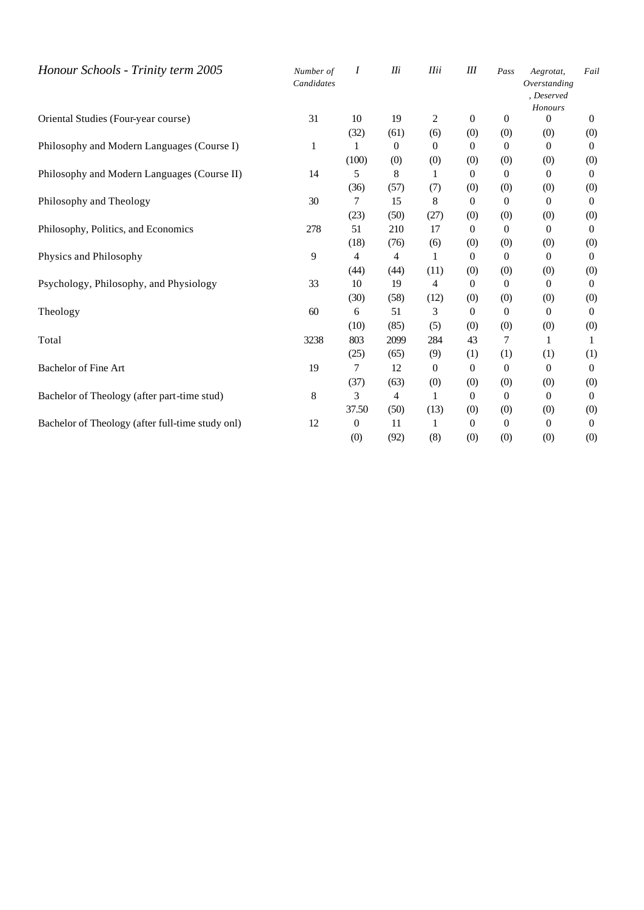| *Honour Schools - Trinity term 2005* | *Number of Candidates* | *I* | *IIi* | *IIii* | *III* | *Pass* | *Aegrotat, Overstanding, Deserved Honours* | *Fail* |
|---|---|---|---|---|---|---|---|---|
| Oriental Studies (Four-year course) | 31 | 10 | 19 | 2 | 0 | 0 | 0 | 0 |
| | | (32) | (61) | (6) | (0) | (0) | (0) | (0) |
| Philosophy and Modern Languages (Course I) | 1 | 1 | 0 | 0 | 0 | 0 | 0 | 0 |
| | | (100) | (0) | (0) | (0) | (0) | (0) | (0) |
| Philosophy and Modern Languages (Course II) | 14 | 5 | 8 | 1 | 0 | 0 | 0 | 0 |
| | | (36) | (57) | (7) | (0) | (0) | (0) | (0) |
| Philosophy and Theology | 30 | 7 | 15 | 8 | 0 | 0 | 0 | 0 |
| | | (23) | (50) | (27) | (0) | (0) | (0) | (0) |
| Philosophy, Politics, and Economics | 278 | 51 | 210 | 17 | 0 | 0 | 0 | 0 |
| | | (18) | (76) | (6) | (0) | (0) | (0) | (0) |
| Physics and Philosophy | 9 | 4 | 4 | 1 | 0 | 0 | 0 | 0 |
| | | (44) | (44) | (11) | (0) | (0) | (0) | (0) |
| Psychology, Philosophy, and Physiology | 33 | 10 | 19 | 4 | 0 | 0 | 0 | 0 |
| | | (30) | (58) | (12) | (0) | (0) | (0) | (0) |
| Theology | 60 | 6 | 51 | 3 | 0 | 0 | 0 | 0 |
| | | (10) | (85) | (5) | (0) | (0) | (0) | (0) |
| Total | 3238 | 803 | 2099 | 284 | 43 | 7 | 1 | 1 |
| | | (25) | (65) | (9) | (1) | (1) | (1) | (1) |
| Bachelor of Fine Art | 19 | 7 | 12 | 0 | 0 | 0 | 0 | 0 |
| | | (37) | (63) | (0) | (0) | (0) | (0) | (0) |
| Bachelor of Theology (after part-time stud) | 8 | 3 | 4 | 1 | 0 | 0 | 0 | 0 |
| | | 37.50 | (50) | (13) | (0) | (0) | (0) | (0) |
| Bachelor of Theology (after full-time study onl) | 12 | 0 | 11 | 1 | 0 | 0 | 0 | 0 |
| | | (0) | (92) | (8) | (0) | (0) | (0) | (0) |